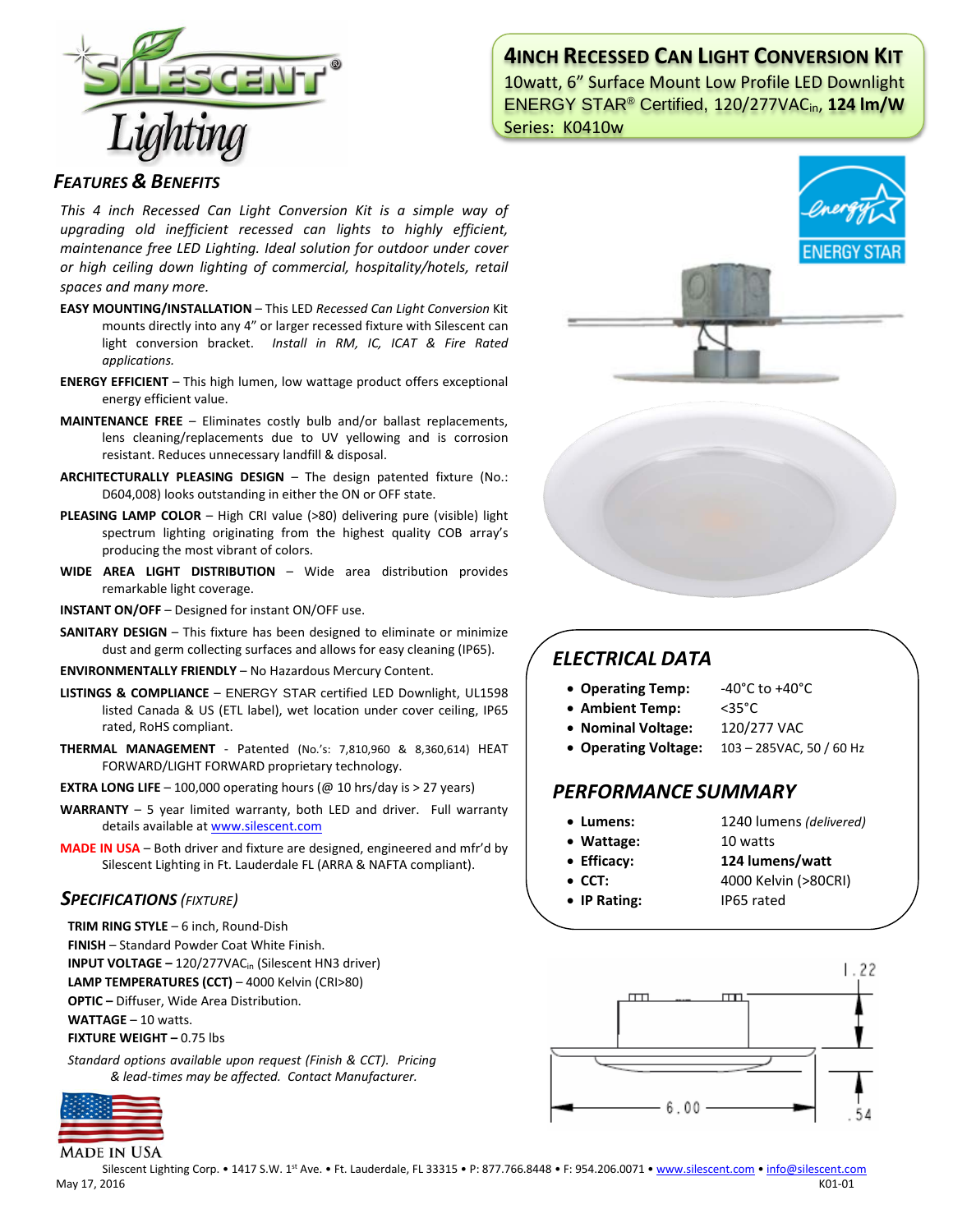# 4INCH RECESSED CAN LIGHT CONVERSION KIT

10watt, 6" Surface Mount Low Profile LED Downlight
ENERGY STAR® Certified, 120/277VAC$_{in}$, **124 lm/W**
Series: K0410w

## FEATURES & BENEFITS

*This 4 inch Recessed Can Light Conversion Kit is a simple way of upgrading old inefficient recessed can lights to highly efficient, maintenance free LED Lighting. Ideal solution for outdoor under cover or high ceiling down lighting of commercial, hospitality/hotels, retail spaces and many more.*

**EASY MOUNTING/INSTALLATION** – This LED *Recessed Can Light Conversion* Kit mounts directly into any 4" or larger recessed fixture with Silescent can light conversion bracket. *Install in RM, IC, ICAT & Fire Rated applications.*

**ENERGY EFFICIENT** – This high lumen, low wattage product offers exceptional energy efficient value.

**MAINTENANCE FREE** – Eliminates costly bulb and/or ballast replacements, lens cleaning/replacements due to UV yellowing and is corrosion resistant. Reduces unnecessary landfill & disposal.

**ARCHITECTURALLY PLEASING DESIGN** – The design patented fixture (No.: D604,008) looks outstanding in either the ON or OFF state.

**PLEASING LAMP COLOR** – High CRI value (>80) delivering pure (visible) light spectrum lighting originating from the highest quality COB array's producing the most vibrant of colors.

**WIDE AREA LIGHT DISTRIBUTION** – Wide area distribution provides remarkable light coverage.

**INSTANT ON/OFF** – Designed for instant ON/OFF use.

**SANITARY DESIGN** – This fixture has been designed to eliminate or minimize dust and germ collecting surfaces and allows for easy cleaning (IP65).

**ENVIRONMENTALLY FRIENDLY** – No Hazardous Mercury Content.

**LISTINGS & COMPLIANCE** – ENERGY STAR certified LED Downlight, UL1598 listed Canada & US (ETL label), wet location under cover ceiling, IP65 rated, RoHS compliant.

**THERMAL MANAGEMENT** - Patented (No.'s: 7,810,960 & 8,360,614) HEAT FORWARD/LIGHT FORWARD proprietary technology.

**EXTRA LONG LIFE** – 100,000 operating hours (@ 10 hrs/day is > 27 years)

**WARRANTY** – 5 year limited warranty, both LED and driver. Full warranty details available at www.silescent.com

**MADE IN USA** – Both driver and fixture are designed, engineered and mfr'd by Silescent Lighting in Ft. Lauderdale FL (ARRA & NAFTA compliant).

## SPECIFICATIONS (FIXTURE)

**TRIM RING STYLE** – 6 inch, Round-Dish
**FINISH** – Standard Powder Coat White Finish.
**INPUT VOLTAGE** – 120/277VAC$_{in}$ (Silescent HN3 driver)
**LAMP TEMPERATURES (CCT)** – 4000 Kelvin (CRI>80)
**OPTIC** – Diffuser, Wide Area Distribution.
**WATTAGE** – 10 watts.
**FIXTURE WEIGHT** – 0.75 lbs

*Standard options available upon request (Finish & CCT). Pricing & lead-times may be affected. Contact Manufacturer.*

MADE IN USA

## ELECTRICAL DATA

- **Operating Temp:** -40°C to +40°C
- **Ambient Temp:** <35°C
- **Nominal Voltage:** 120/277 VAC
- **Operating Voltage:** 103 – 285VAC, 50 / 60 Hz

## PERFORMANCE SUMMARY

- **Lumens:** 1240 lumens *(delivered)*
- **Wattage:** 10 watts
- **Efficacy:** **124 lumens/watt**
- **CCT:** 4000 Kelvin (>80CRI)
- **IP Rating:** IP65 rated

1.22
6.00
.54

Silescent Lighting Corp. • 1417 S.W. 1st Ave. • Ft. Lauderdale, FL 33315 • P: 877.766.8448 • F: 954.206.0071 • www.silescent.com • info@silescent.com
May 17, 2016 K01-01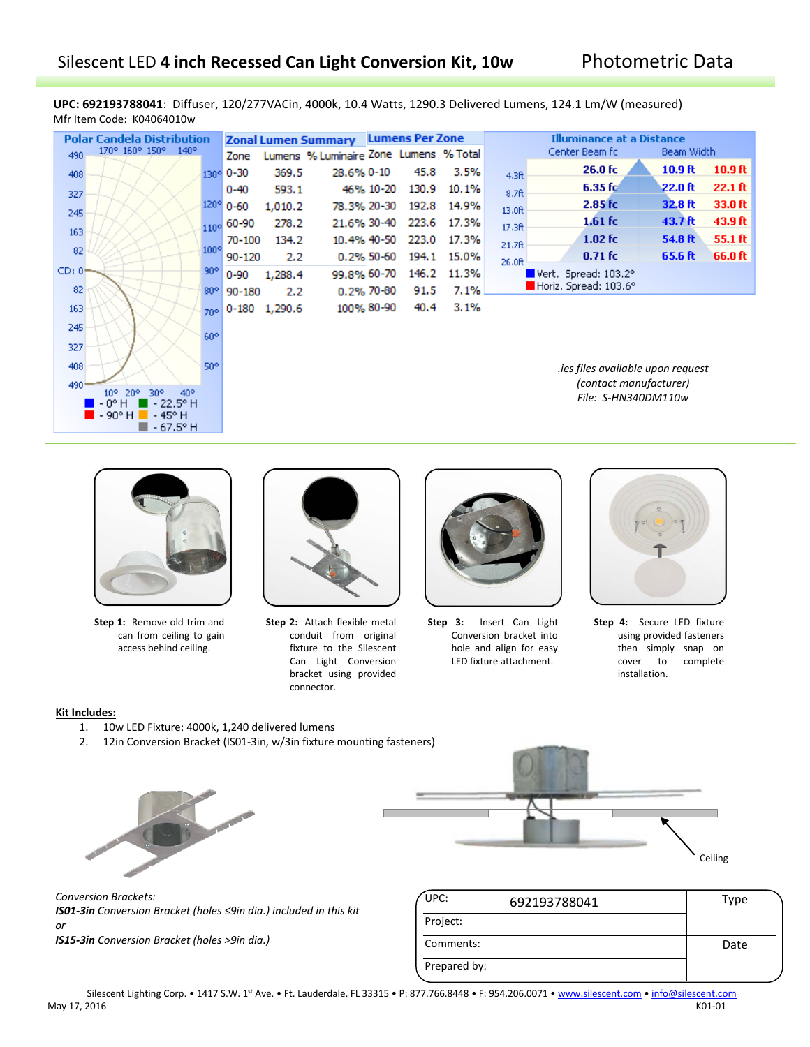# Silescent LED **4 inch Recessed Can Light Conversion Kit, 10w** — Photometric Data

**UPC: 692193788041**: Diffuser, 120/277VACin, 4000k, 10.4 Watts, 1290.3 Delivered Lumens, 124.1 Lm/W (measured)
Mfr Item Code: K04064010w

**Polar Candela Distribution**

490, 408, 327, 245, 163, 82, CD: 0, 82, 163, 245, 327, 408, 490
170° 160° 150° 140° 130° 120° 110° 100° 90° 80° 70° 60° 50°
10° 20° 30° 40°
- 0° H - 22.5° H
- 90° H - 45° H
- 67.5° H

**Zonal Lumen Summary**

| Zone | Lumens | % Luminaire |
|---|---|---|
| 0-30 | 369.5 | 28.6% |
| 0-40 | 593.1 | 46% |
| 0-60 | 1,010.2 | 78.3% |
| 60-90 | 278.2 | 21.6% |
| 70-100 | 134.2 | 10.4% |
| 90-120 | 2.2 | 0.2% |
| 0-90 | 1,288.4 | 99.8% |
| 90-180 | 2.2 | 0.2% |
| 0-180 | 1,290.6 | 100% |

**Lumens Per Zone**

| Zone | Lumens | % Total |
|---|---|---|
| 0-10 | 45.8 | 3.5% |
| 10-20 | 130.9 | 10.1% |
| 20-30 | 192.8 | 14.9% |
| 30-40 | 223.6 | 17.3% |
| 40-50 | 223.0 | 17.3% |
| 50-60 | 194.1 | 15.0% |
| 60-70 | 146.2 | 11.3% |
| 70-80 | 91.5 | 7.1% |
| 80-90 | 40.4 | 3.1% |

**Illuminance at a Distance**

| Distance | Center Beam fc | Beam Width (Vert.) | Beam Width (Horiz.) |
|---|---|---|---|
| 4.3ft | 26.0 fc | 10.9 ft | 10.9 ft |
| 8.7ft | 6.35 fc | 22.0 ft | 22.1 ft |
| 13.0ft | 2.85 fc | 32.8 ft | 33.0 ft |
| 17.3ft | 1.61 fc | 43.7 ft | 43.9 ft |
| 21.7ft | 1.02 fc | 54.8 ft | 55.1 ft |
| 26.0ft | 0.71 fc | 65.6 ft | 66.0 ft |

Vert. Spread: 103.2°
Horiz. Spread: 103.6°

*.ies files available upon request*
*(contact manufacturer)*
*File: S-HN340DM110w*

**Step 1:** Remove old trim and can from ceiling to gain access behind ceiling.

**Step 2:** Attach flexible metal conduit from original fixture to the Silescent Can Light Conversion bracket using provided connector.

**Step 3:** Insert Can Light Conversion bracket into hole and align for easy LED fixture attachment.

**Step 4:** Secure LED fixture using provided fasteners then simply snap on cover to complete installation.

**Kit Includes:**

1. 10w LED Fixture: 4000k, 1,240 delivered lumens
2. 12in Conversion Bracket (IS01-3in, w/3in fixture mounting fasteners)

Ceiling

*Conversion Brackets:*
***IS01-3in** Conversion Bracket (holes ≤9in dia.) included in this kit*
*or*
***IS15-3in** Conversion Bracket (holes >9in dia.)*

| UPC: 692193788041 | Type |
|---|---|
| Project: | |
| Comments: | Date |
| Prepared by: | |

Silescent Lighting Corp. • 1417 S.W. 1st Ave. • Ft. Lauderdale, FL 33315 • P: 877.766.8448 • F: 954.206.0071 • www.silescent.com • info@silescent.com
May 17, 2016 K01-01